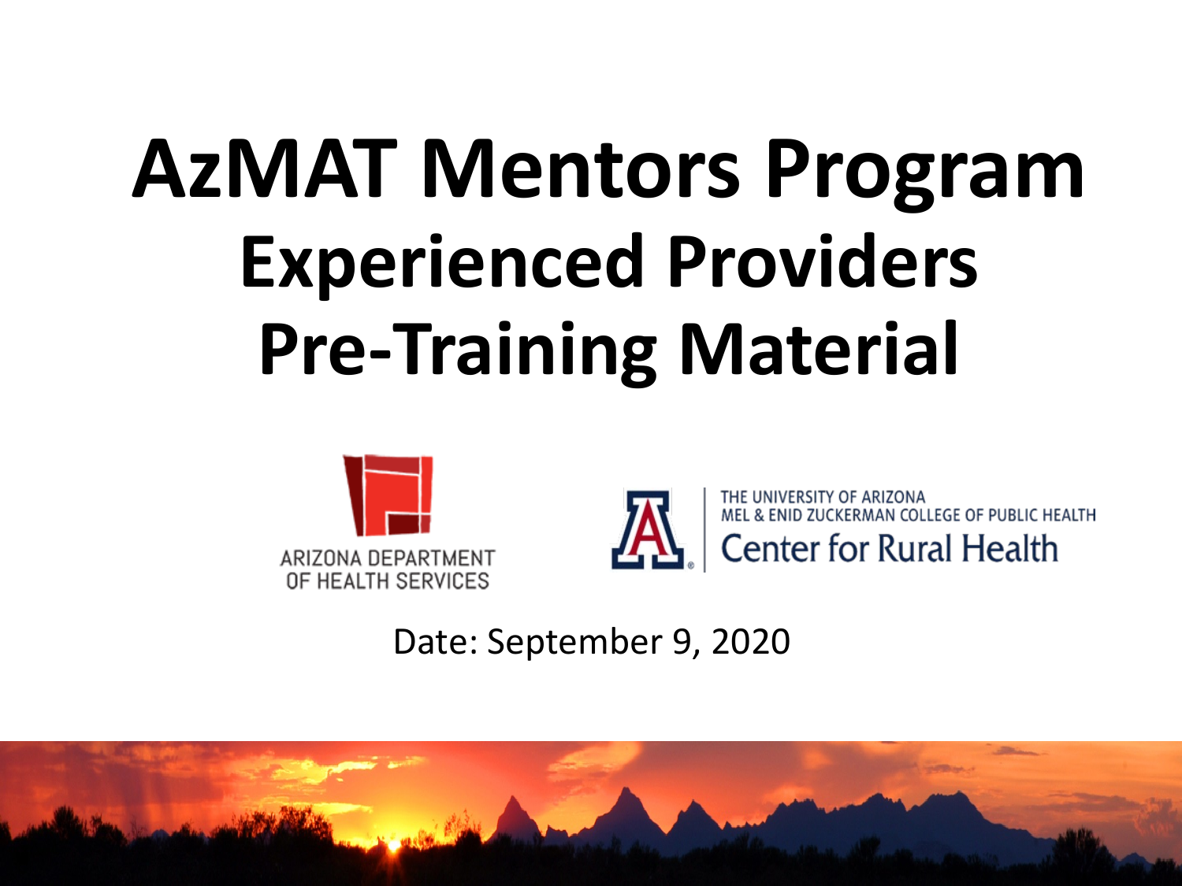# AzMAT Mentors Program
## Experienced Providers Pre-Training Material

ARIZONA DEPARTMENT OF HEALTH SERVICES

THE UNIVERSITY OF ARIZONA
MEL & ENID ZUCKERMAN COLLEGE OF PUBLIC HEALTH
Center for Rural Health

Date: September 9, 2020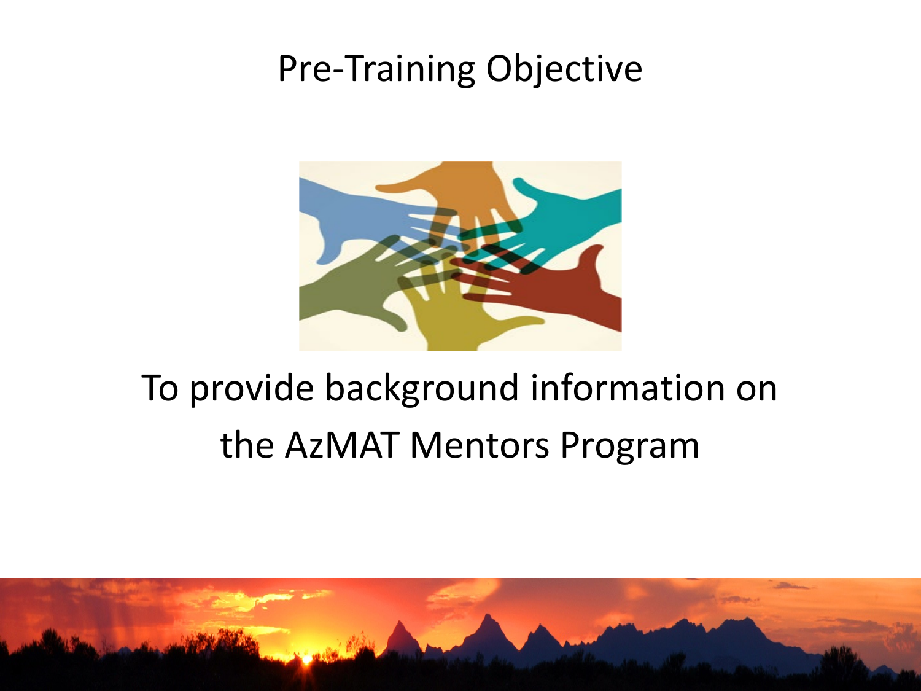# Pre-Training Objective

To provide background information on the AzMAT Mentors Program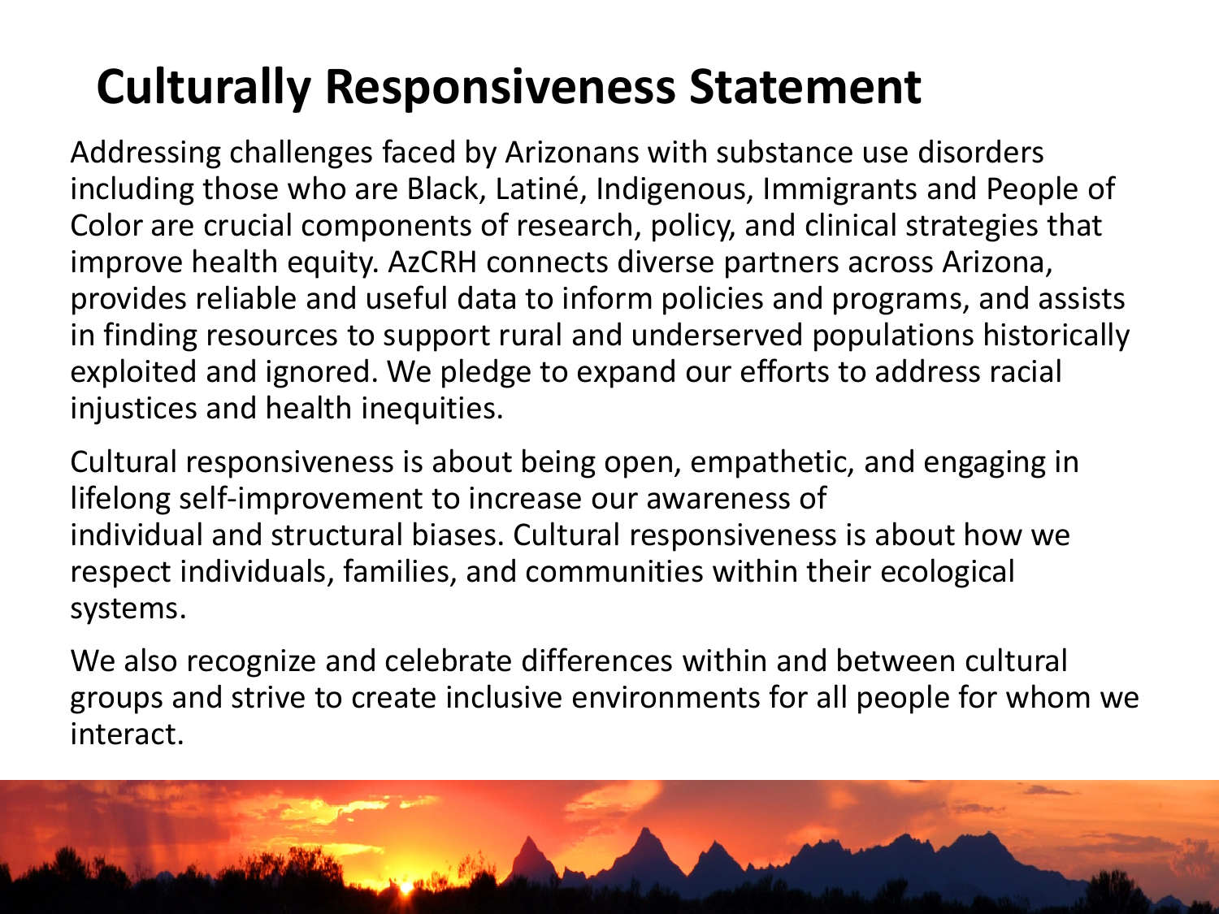# Culturally Responsiveness Statement

Addressing challenges faced by Arizonans with substance use disorders including those who are Black, Latiné, Indigenous, Immigrants and People of Color are crucial components of research, policy, and clinical strategies that improve health equity. AzCRH connects diverse partners across Arizona, provides reliable and useful data to inform policies and programs, and assists in finding resources to support rural and underserved populations historically exploited and ignored. We pledge to expand our efforts to address racial injustices and health inequities.

Cultural responsiveness is about being open, empathetic, and engaging in lifelong self-improvement to increase our awareness of individual and structural biases. Cultural responsiveness is about how we respect individuals, families, and communities within their ecological systems.

We also recognize and celebrate differences within and between cultural groups and strive to create inclusive environments for all people for whom we interact.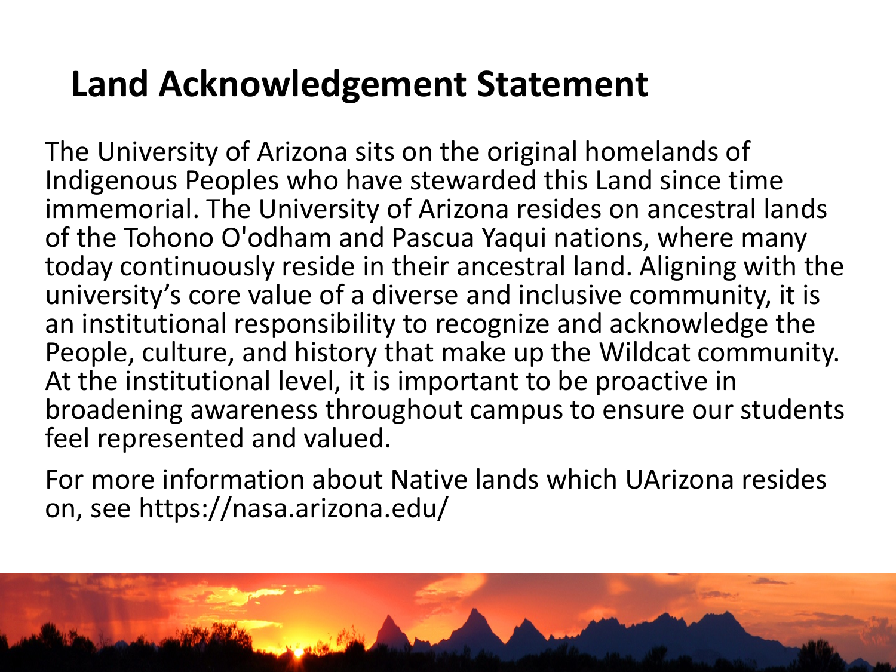# Land Acknowledgement Statement

The University of Arizona sits on the original homelands of Indigenous Peoples who have stewarded this Land since time immemorial. The University of Arizona resides on ancestral lands of the Tohono O'odham and Pascua Yaqui nations, where many today continuously reside in their ancestral land. Aligning with the university's core value of a diverse and inclusive community, it is an institutional responsibility to recognize and acknowledge the People, culture, and history that make up the Wildcat community. At the institutional level, it is important to be proactive in broadening awareness throughout campus to ensure our students feel represented and valued.

For more information about Native lands which UArizona resides on, see https://nasa.arizona.edu/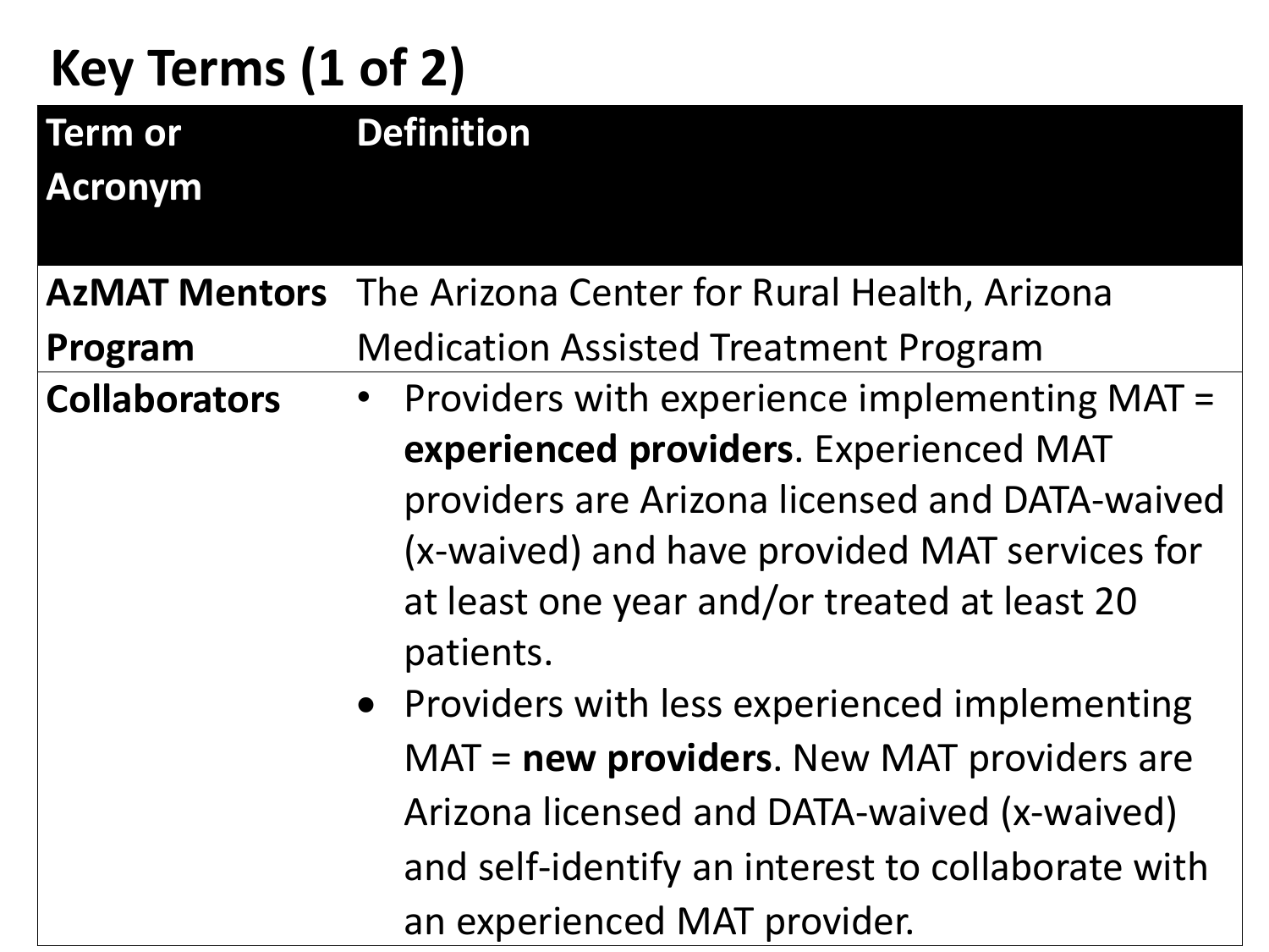# Key Terms (1 of 2)

| Term or Acronym | Definition |
| --- | --- |
| **AzMAT Mentors Program** | The Arizona Center for Rural Health, Arizona Medication Assisted Treatment Program |
| **Collaborators** | • Providers with experience implementing MAT = **experienced providers**. Experienced MAT providers are Arizona licensed and DATA-waived (x-waived) and have provided MAT services for at least one year and/or treated at least 20 patients.<br>• Providers with less experienced implementing MAT = **new providers**. New MAT providers are Arizona licensed and DATA-waived (x-waived) and self-identify an interest to collaborate with an experienced MAT provider. |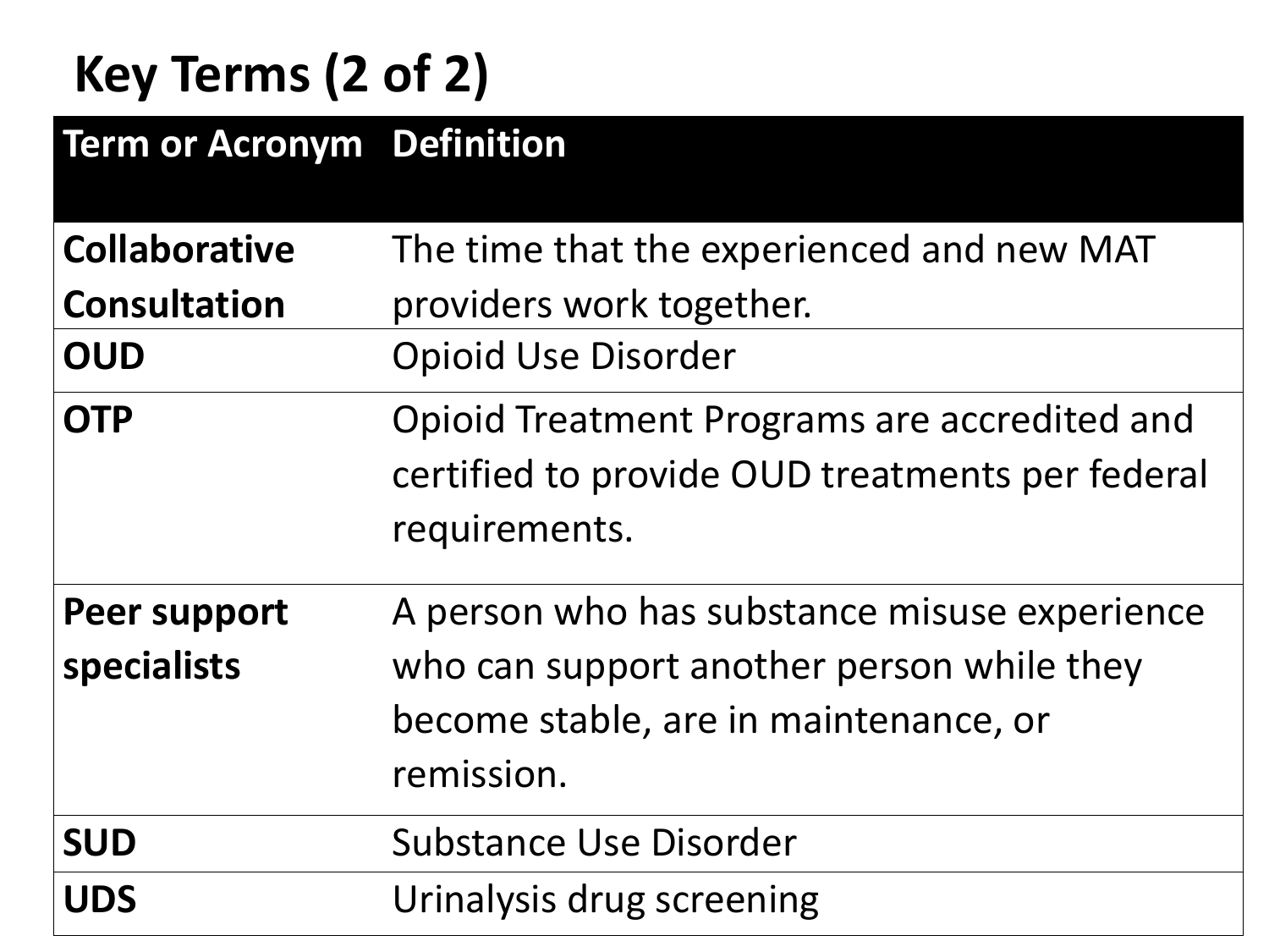# Key Terms (2 of 2)

| Term or Acronym | Definition |
|---|---|
| **Collaborative Consultation** | The time that the experienced and new MAT providers work together. |
| **OUD** | Opioid Use Disorder |
| **OTP** | Opioid Treatment Programs are accredited and certified to provide OUD treatments per federal requirements. |
| **Peer support specialists** | A person who has substance misuse experience who can support another person while they become stable, are in maintenance, or remission. |
| **SUD** | Substance Use Disorder |
| **UDS** | Urinalysis drug screening |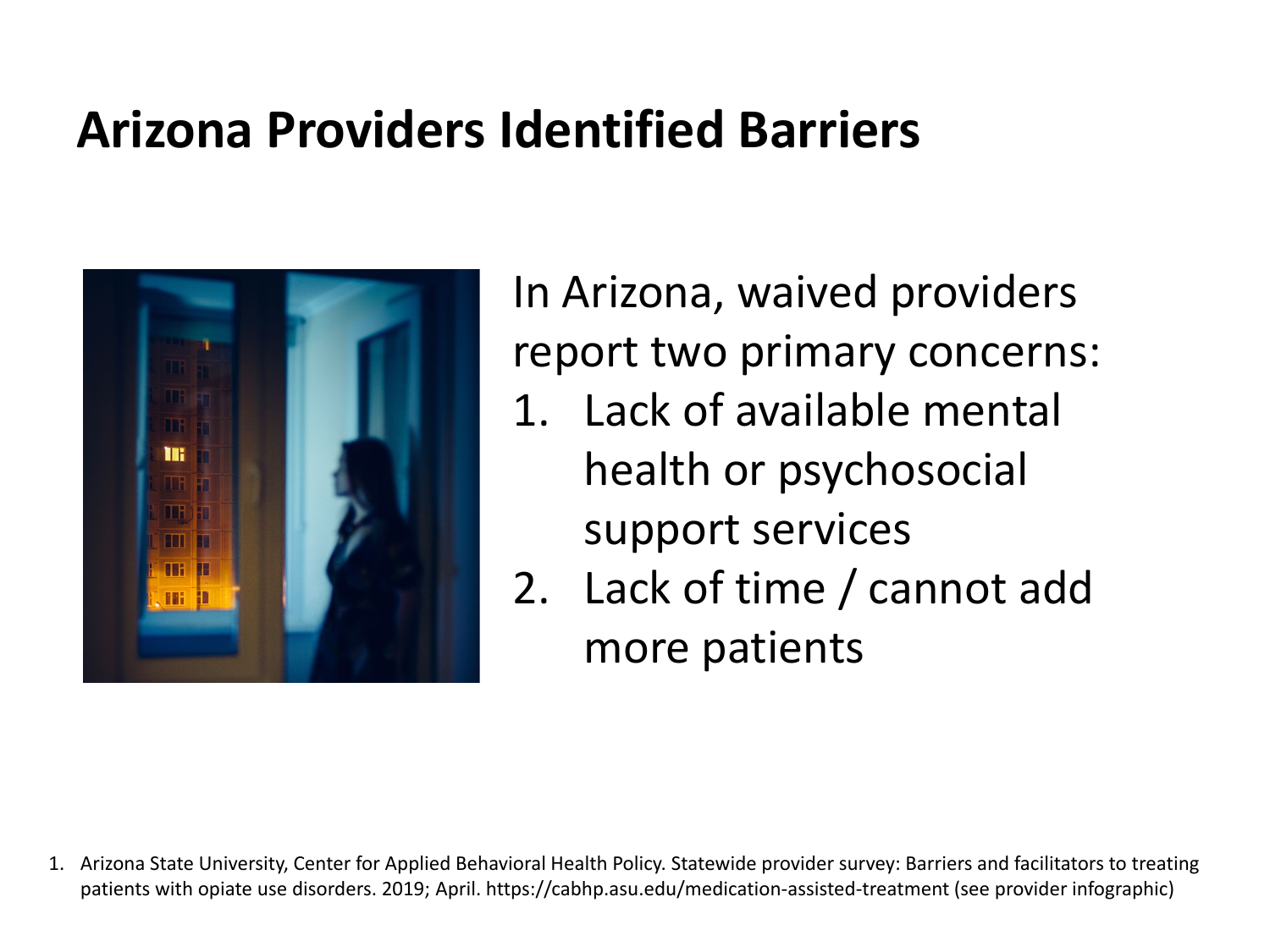# Arizona Providers Identified Barriers

In Arizona, waived providers report two primary concerns:

1. Lack of available mental health or psychosocial support services
2. Lack of time / cannot add more patients

1. Arizona State University, Center for Applied Behavioral Health Policy. Statewide provider survey: Barriers and facilitators to treating patients with opiate use disorders. 2019; April. https://cabhp.asu.edu/medication-assisted-treatment (see provider infographic)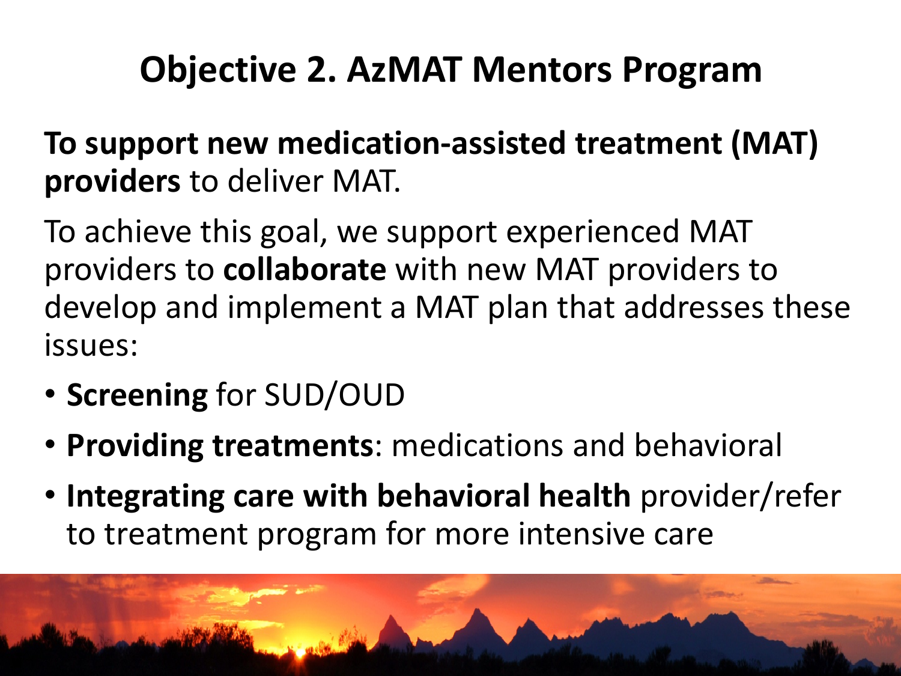# Objective 2. AzMAT Mentors Program

**To support new medication-assisted treatment (MAT) providers** to deliver MAT.

To achieve this goal, we support experienced MAT providers to **collaborate** with new MAT providers to develop and implement a MAT plan that addresses these issues:

- **Screening** for SUD/OUD
- **Providing treatments**: medications and behavioral
- **Integrating care with behavioral health** provider/refer to treatment program for more intensive care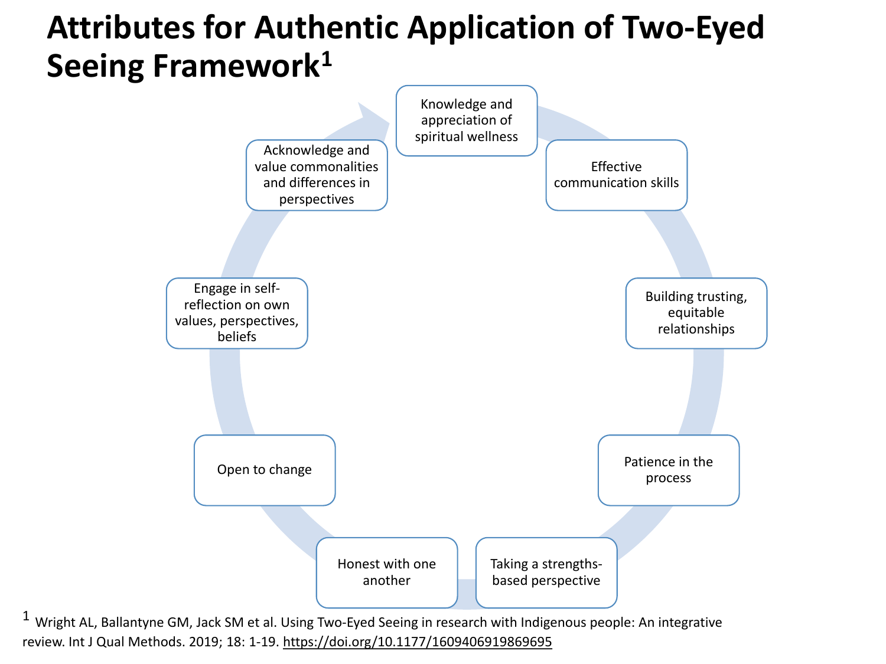# Attributes for Authentic Application of Two-Eyed Seeing Framework[1]

- Knowledge and appreciation of spiritual wellness
- Effective communication skills
- Building trusting, equitable relationships
- Patience in the process
- Taking a strengths-based perspective
- Honest with one another
- Open to change
- Engage in self-reflection on own values, perspectives, beliefs
- Acknowledge and value commonalities and differences in perspectives

[1] Wright AL, Ballantyne GM, Jack SM et al. Using Two-Eyed Seeing in research with Indigenous people: An integrative review. Int J Qual Methods. 2019; 18: 1-19. https://doi.org/10.1177/1609406919869695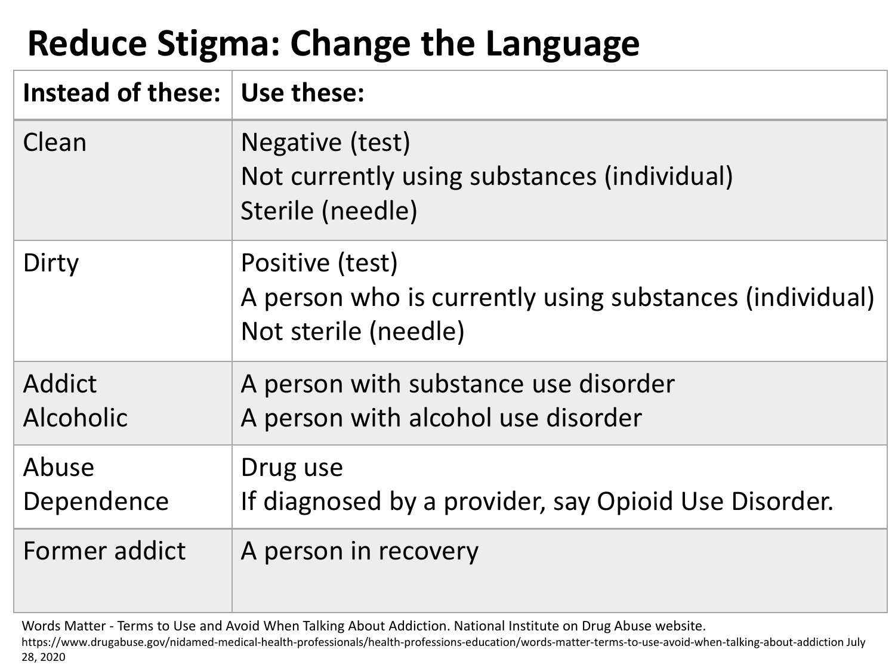# Reduce Stigma: Change the Language

| Instead of these: | Use these: |
|---|---|
| Clean | Negative (test)<br>Not currently using substances (individual)<br>Sterile (needle) |
| Dirty | Positive (test)<br>A person who is currently using substances (individual)<br>Not sterile (needle) |
| Addict<br>Alcoholic | A person with substance use disorder<br>A person with alcohol use disorder |
| Abuse<br>Dependence | Drug use<br>If diagnosed by a provider, say Opioid Use Disorder. |
| Former addict | A person in recovery |

Words Matter - Terms to Use and Avoid When Talking About Addiction. National Institute on Drug Abuse website. https://www.drugabuse.gov/nidamed-medical-health-professionals/health-professions-education/words-matter-terms-to-use-avoid-when-talking-about-addiction July 28, 2020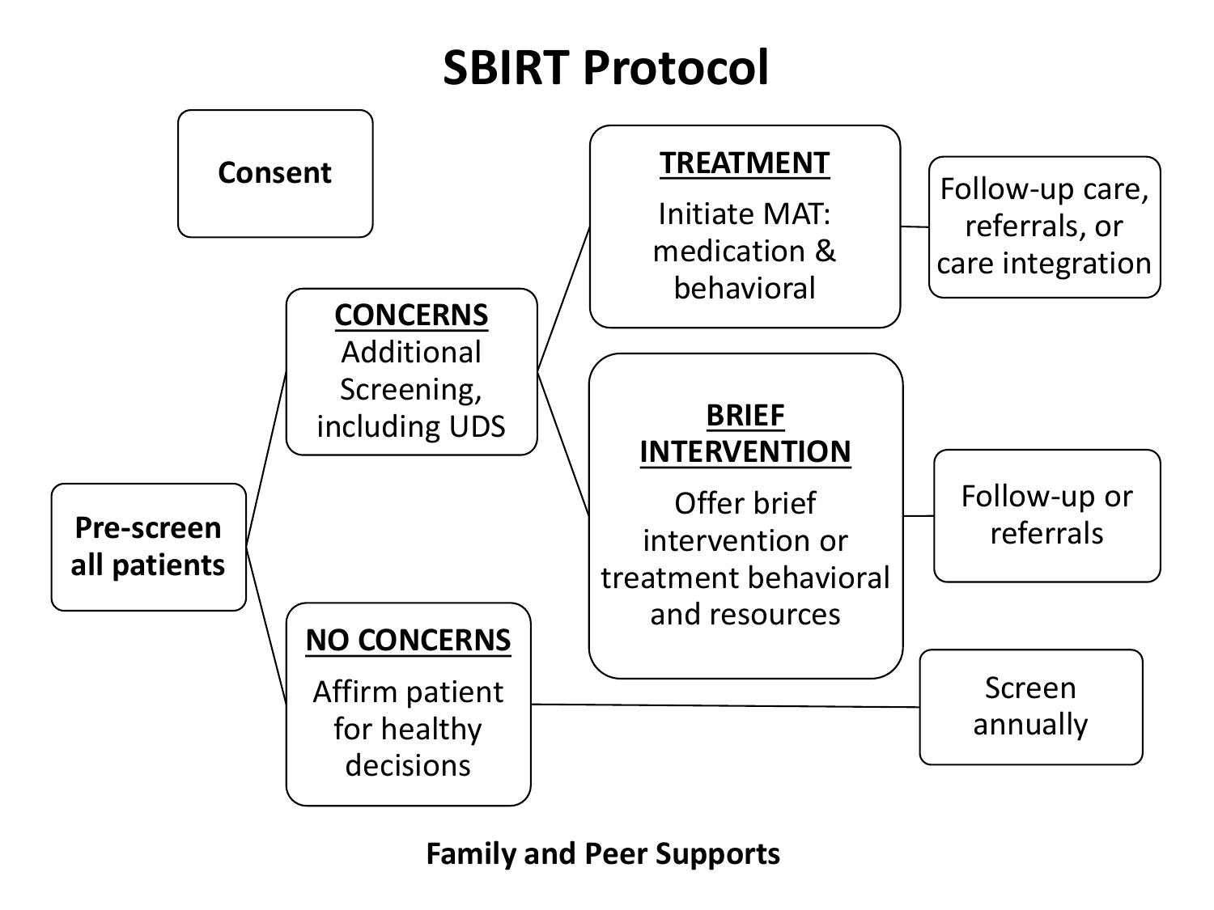# SBIRT Protocol

**Consent**

**Pre-screen all patients**

**CONCERNS**
Additional Screening, including UDS

**NO CONCERNS**
Affirm patient for healthy decisions

**TREATMENT**
Initiate MAT: medication & behavioral

**BRIEF INTERVENTION**
Offer brief intervention or treatment behavioral and resources

Follow-up care, referrals, or care integration

Follow-up or referrals

Screen annually

**Family and Peer Supports**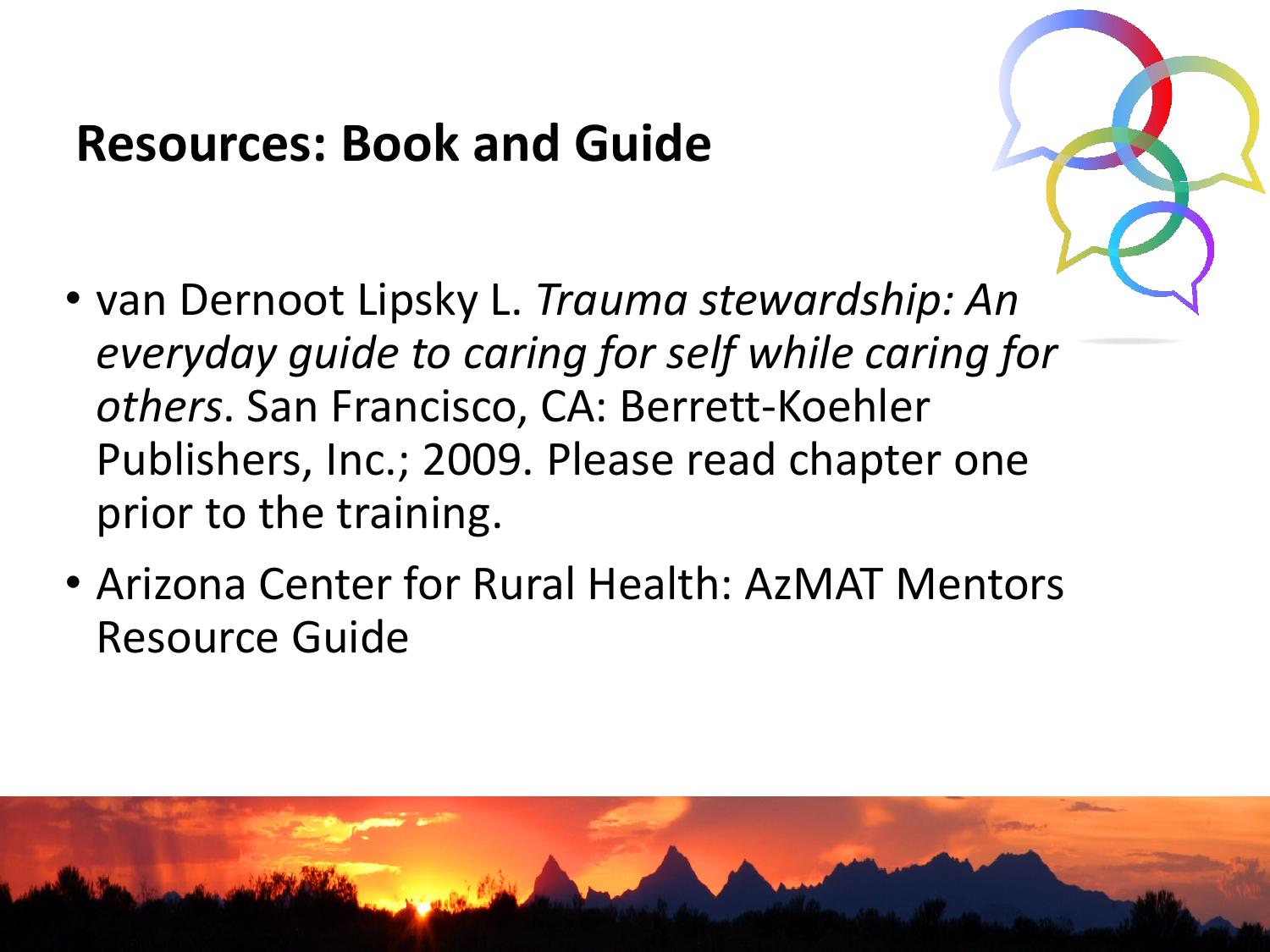# Resources: Book and Guide

- van Dernoot Lipsky L. *Trauma stewardship: An everyday guide to caring for self while caring for others*. San Francisco, CA: Berrett-Koehler Publishers, Inc.; 2009. Please read chapter one prior to the training.
- Arizona Center for Rural Health: AzMAT Mentors Resource Guide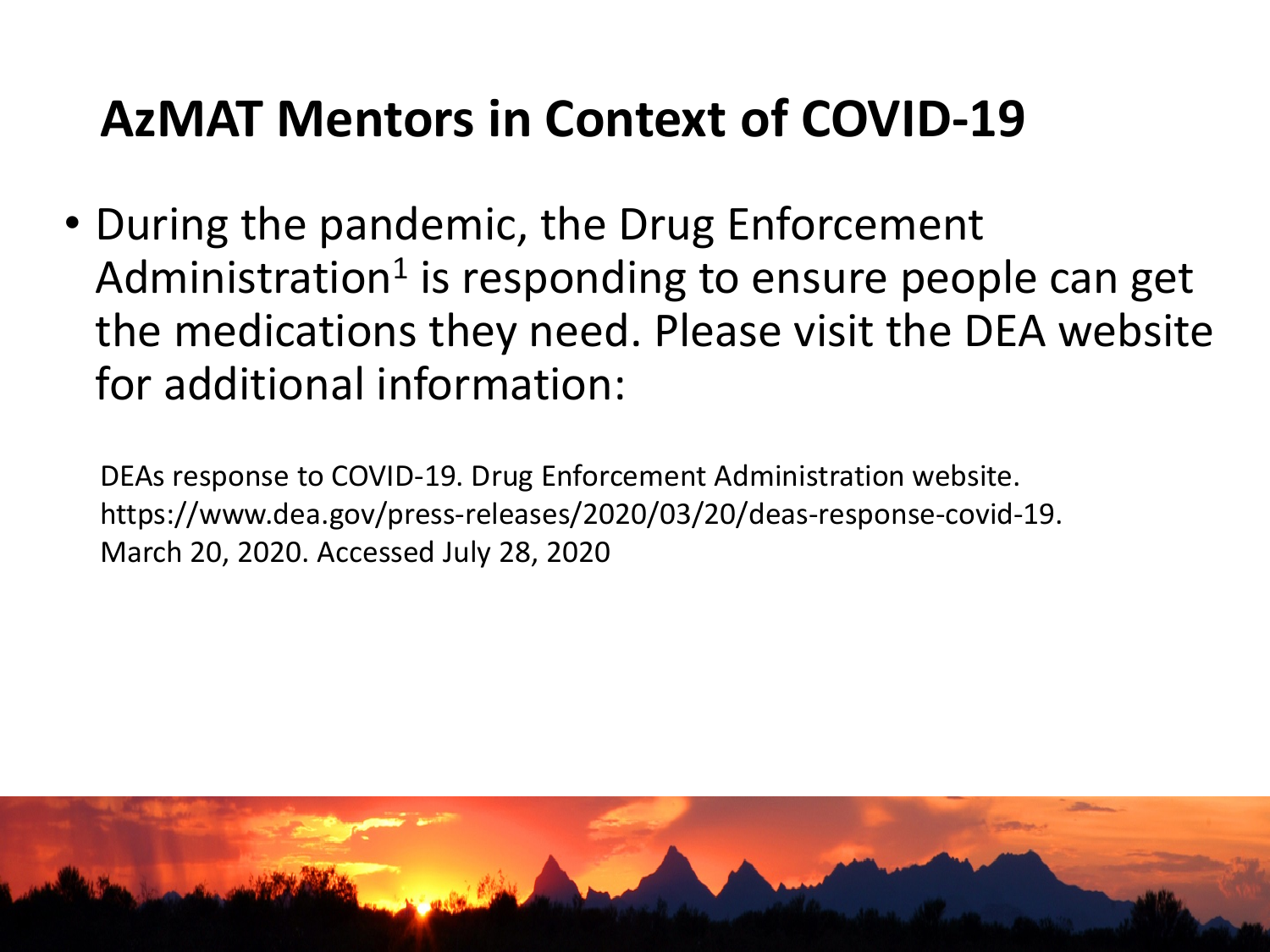# AzMAT Mentors in Context of COVID-19

- During the pandemic, the Drug Enforcement Administration[1] is responding to ensure people can get the medications they need. Please visit the DEA website for additional information:

DEAs response to COVID-19. Drug Enforcement Administration website. https://www.dea.gov/press-releases/2020/03/20/deas-response-covid-19. March 20, 2020. Accessed July 28, 2020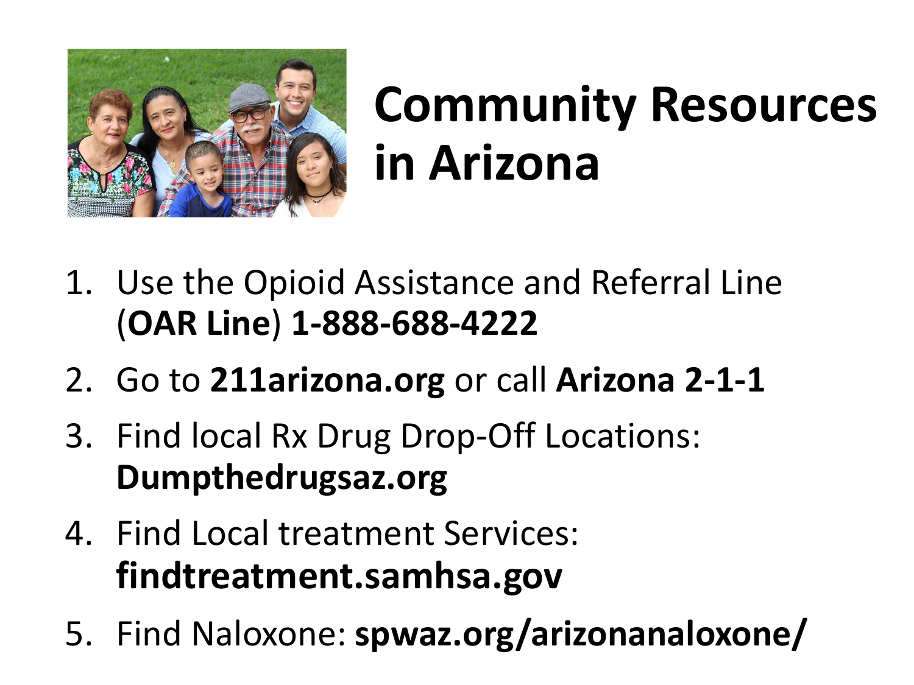# Community Resources in Arizona

1. Use the Opioid Assistance and Referral Line (**OAR Line**) **1-888-688-4222**
2. Go to **211arizona.org** or call **Arizona 2-1-1**
3. Find local Rx Drug Drop-Off Locations: **Dumpthedrugsaz.org**
4. Find Local treatment Services: **findtreatment.samhsa.gov**
5. Find Naloxone: **spwaz.org/arizonanaloxone/**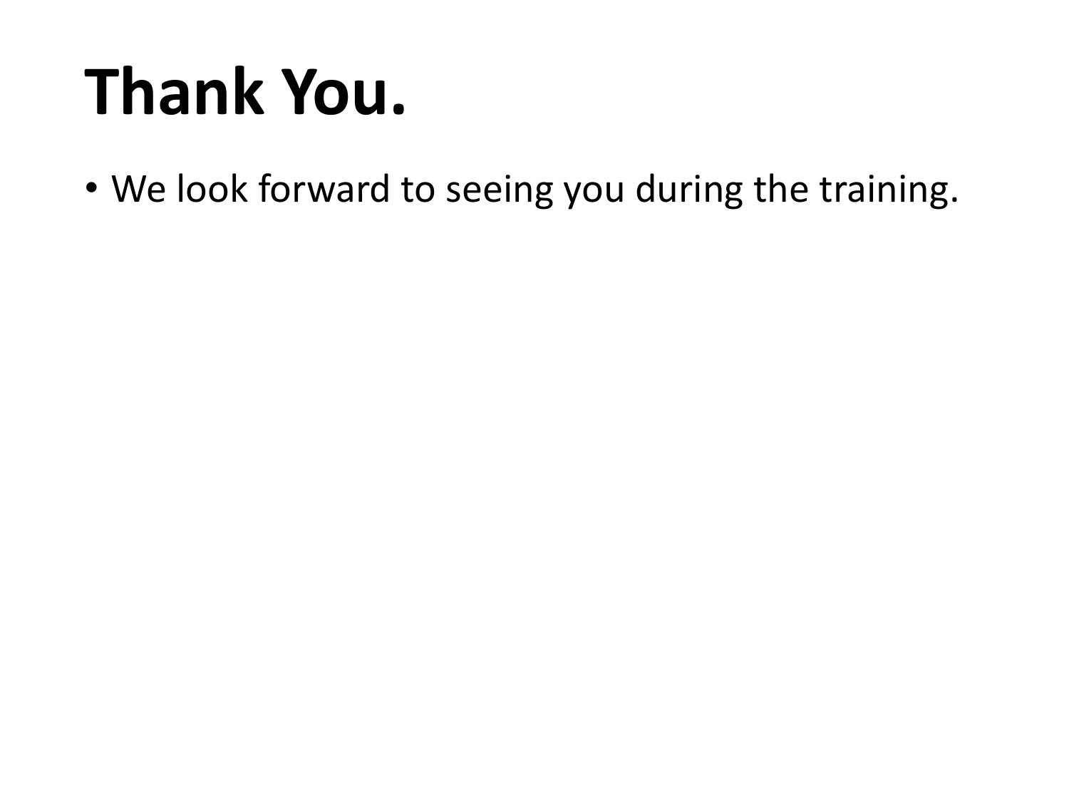# Thank You.

- We look forward to seeing you during the training.